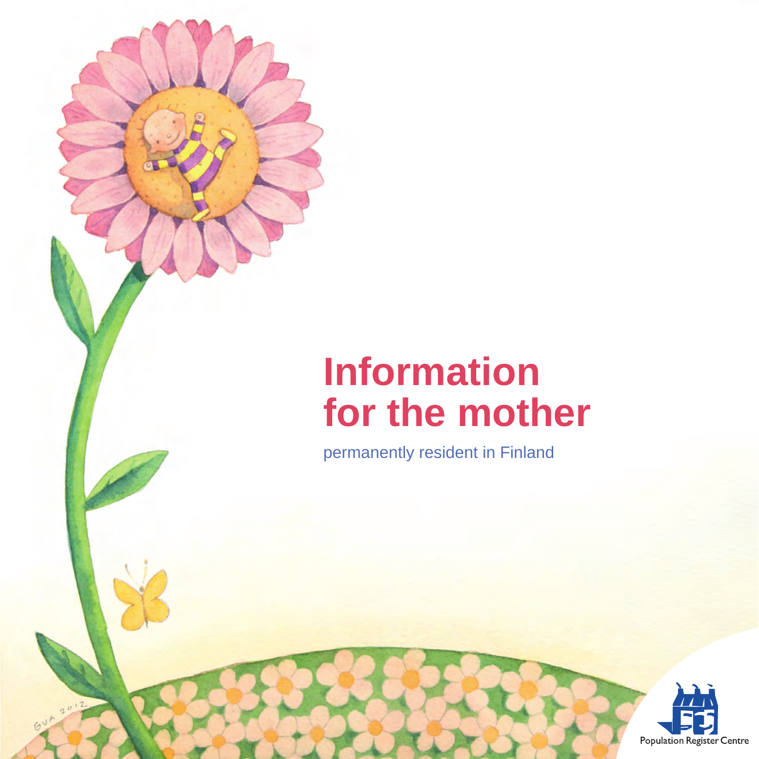# Information for the mother

permanently resident in Finland

Population Register Centre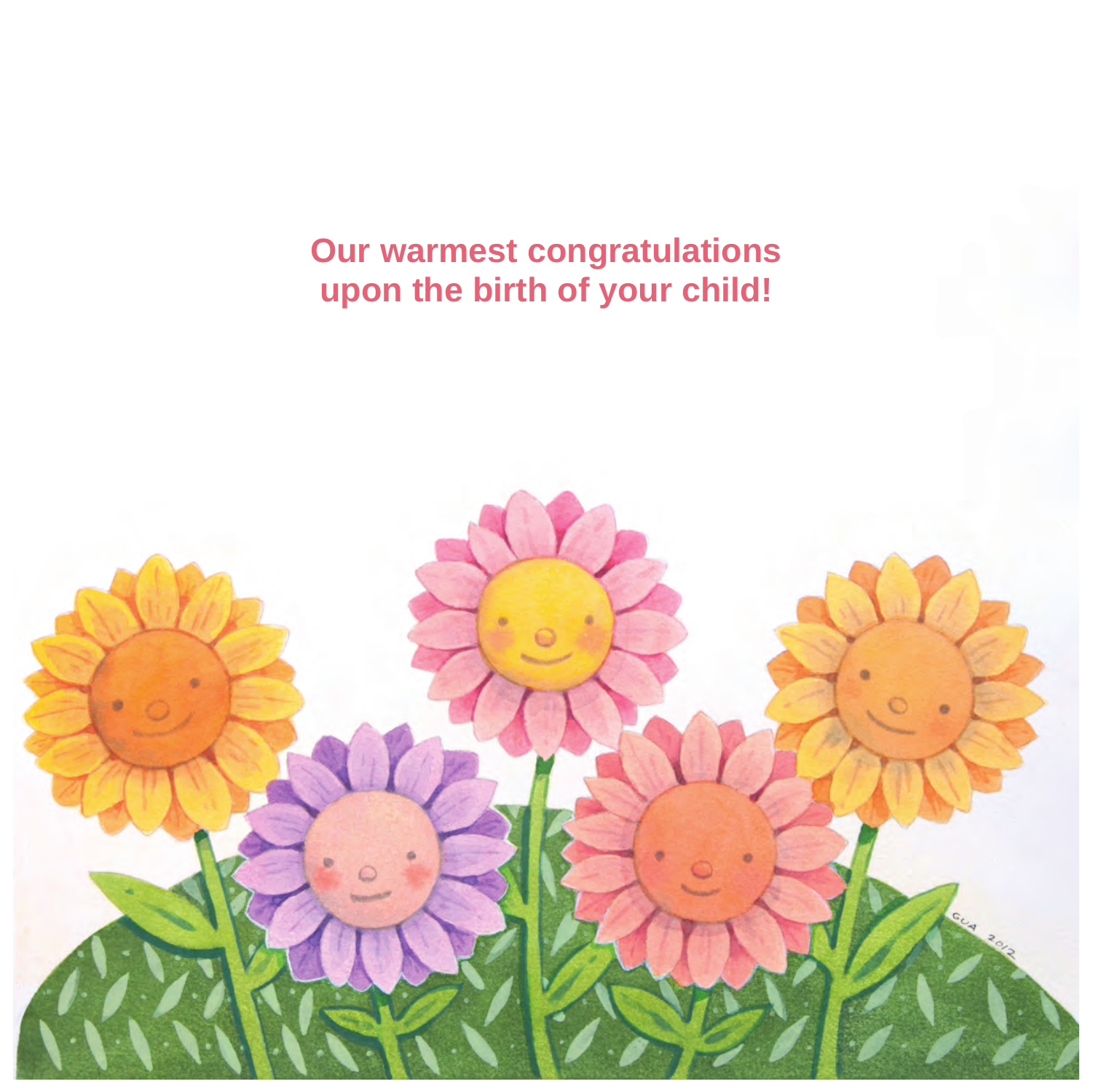Our warmest congratulations
upon the birth of your child!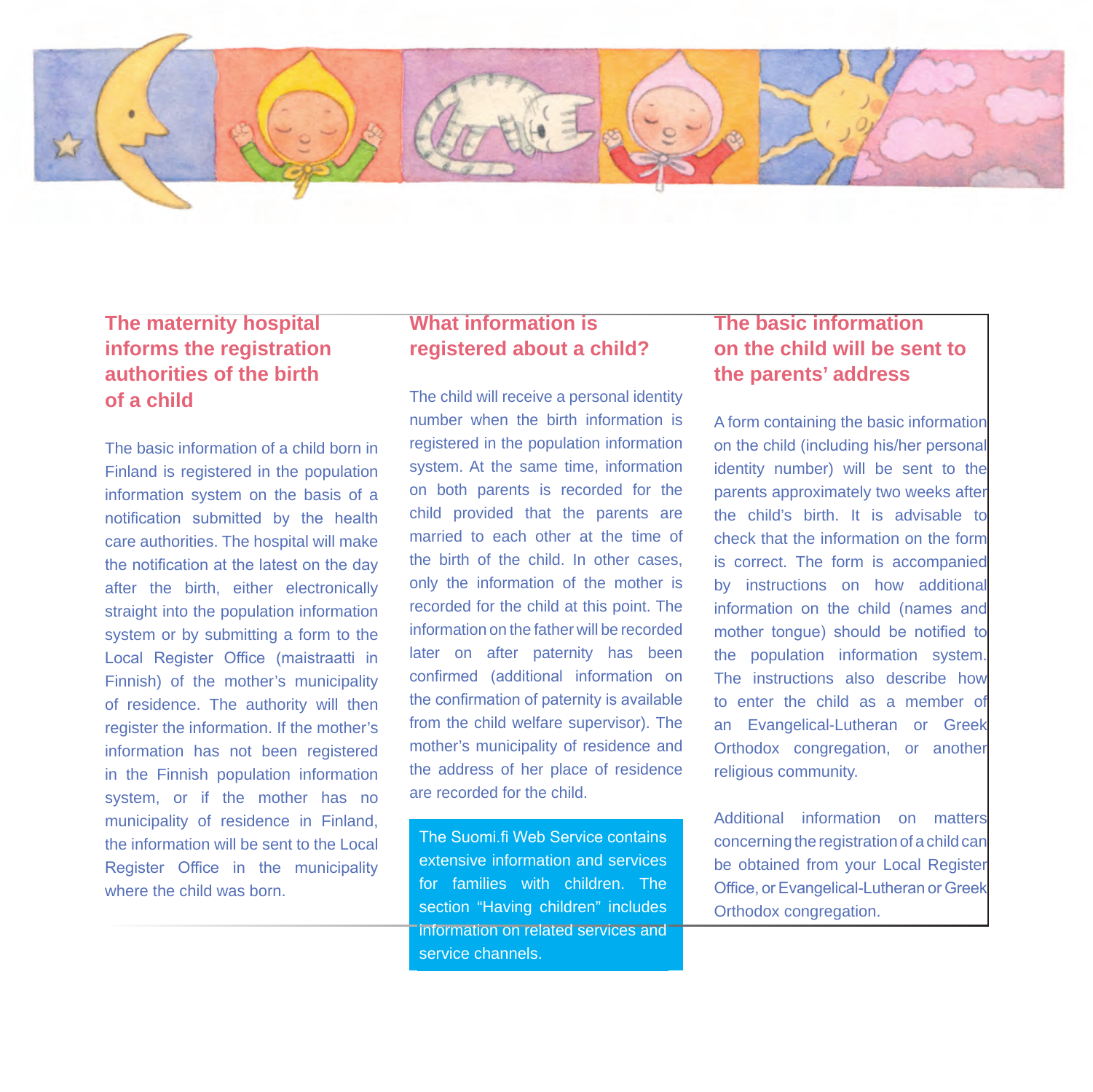## The maternity hospital informs the registration authorities of the birth of a child

The basic information of a child born in Finland is registered in the population information system on the basis of a notification submitted by the health care authorities. The hospital will make the notification at the latest on the day after the birth, either electronically straight into the population information system or by submitting a form to the Local Register Office (maistraatti in Finnish) of the mother's municipality of residence. The authority will then register the information. If the mother's information has not been registered in the Finnish population information system, or if the mother has no municipality of residence in Finland, the information will be sent to the Local Register Office in the municipality where the child was born.

## What information is registered about a child?

The child will receive a personal identity number when the birth information is registered in the population information system. At the same time, information on both parents is recorded for the child provided that the parents are married to each other at the time of the birth of the child. In other cases, only the information of the mother is recorded for the child at this point. The information on the father will be recorded later on after paternity has been confirmed (additional information on the confirmation of paternity is available from the child welfare supervisor). The mother's municipality of residence and the address of her place of residence are recorded for the child.

The Suomi.fi Web Service contains extensive information and services for families with children. The section "Having children" includes information on related services and service channels.

## The basic information on the child will be sent to the parents' address

A form containing the basic information on the child (including his/her personal identity number) will be sent to the parents approximately two weeks after the child's birth. It is advisable to check that the information on the form is correct. The form is accompanied by instructions on how additional information on the child (names and mother tongue) should be notified to the population information system. The instructions also describe how to enter the child as a member of an Evangelical-Lutheran or Greek Orthodox congregation, or another religious community.

Additional information on matters concerning the registration of a child can be obtained from your Local Register Office, or Evangelical-Lutheran or Greek Orthodox congregation.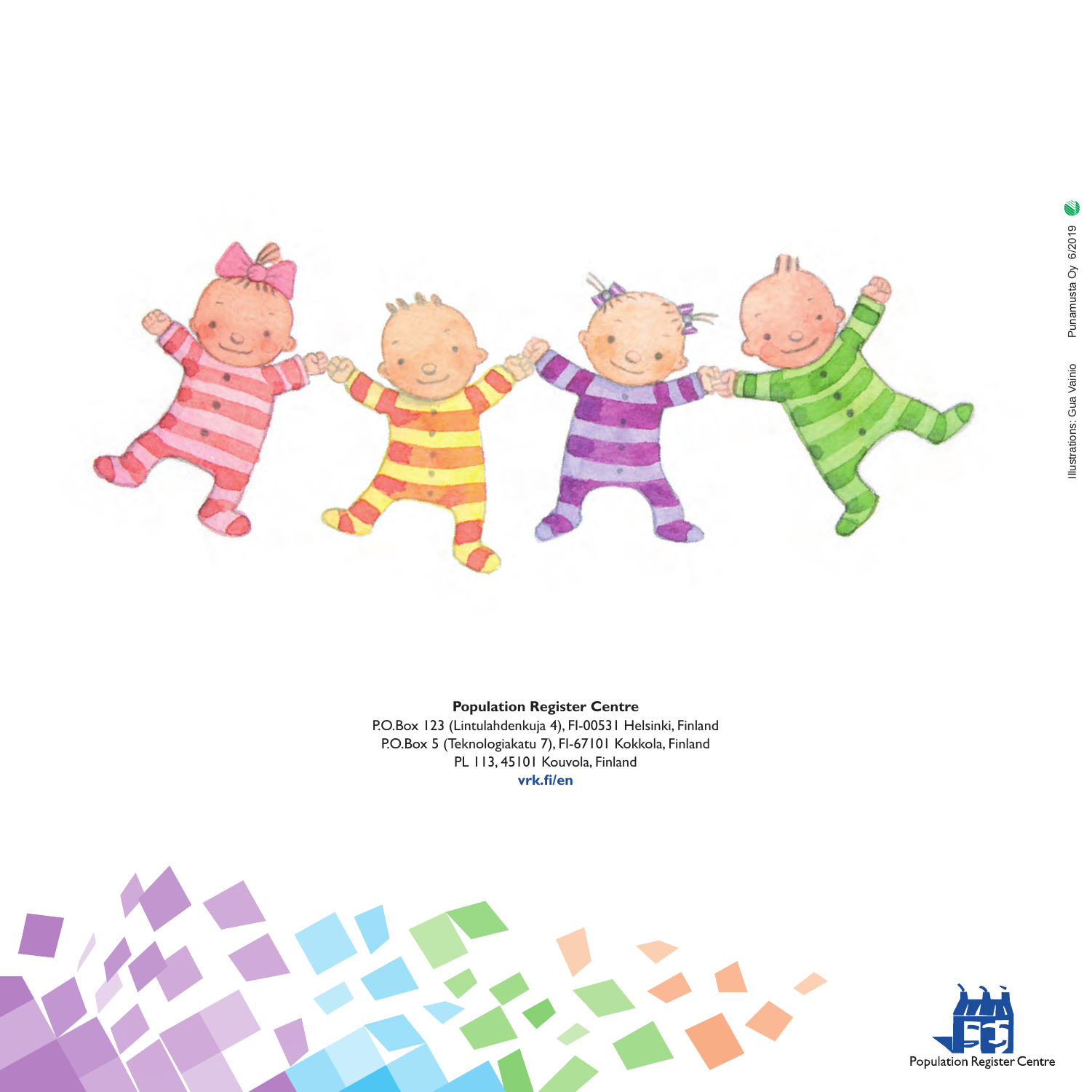**Population Register Centre**
P.O.Box 123 (Lintulahdenkuja 4), FI-00531 Helsinki, Finland
P.O.Box 5 (Teknologiakatu 7), FI-67101 Kokkola, Finland
PL 113, 45101 Kouvola, Finland
**vrk.fi/en**

Illustrations: Gua Vainio    Punamusta Oy 6/2019

Population Register Centre